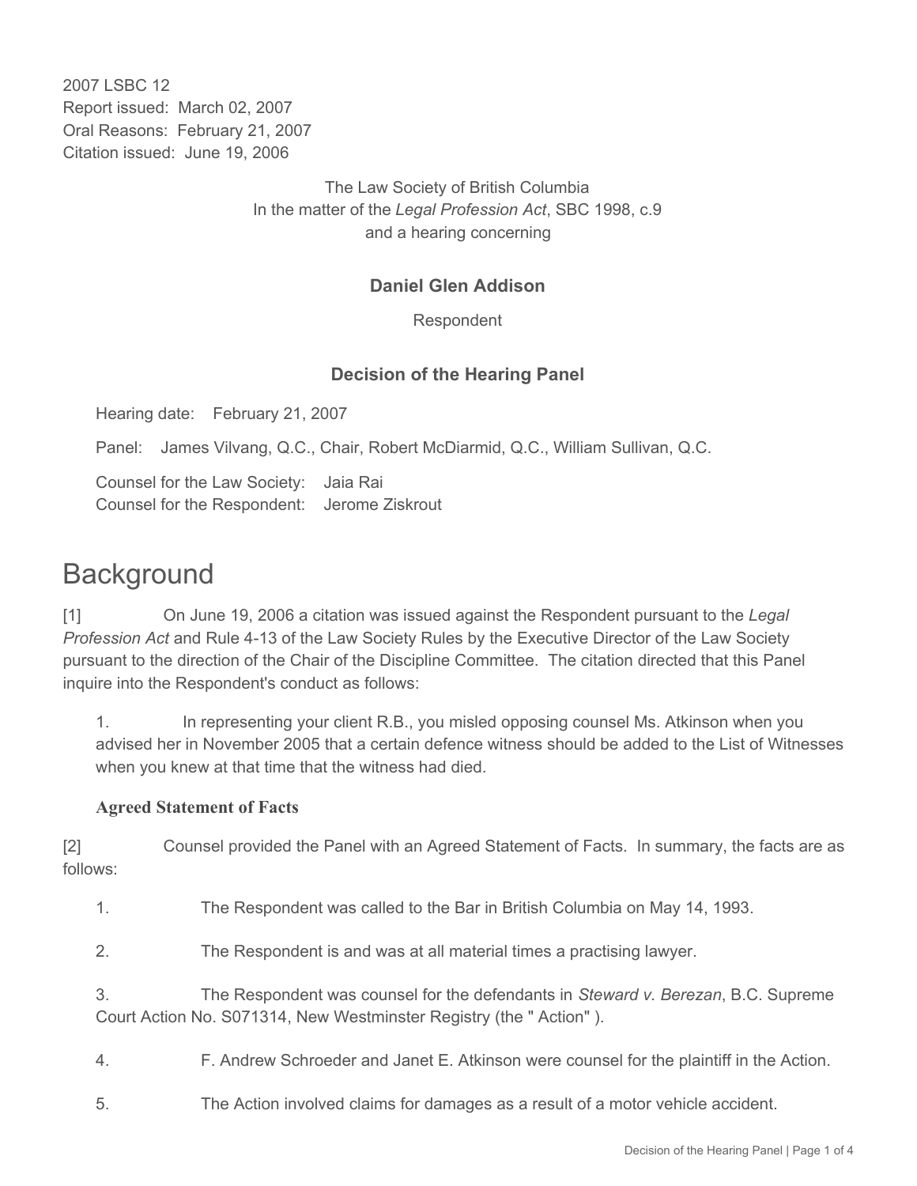2007 LSBC 12
Report issued: March 02, 2007
Oral Reasons: February 21, 2007
Citation issued: June 19, 2006

The Law Society of British Columbia
In the matter of the *Legal Profession Act*, SBC 1998, c.9
and a hearing concerning

**Daniel Glen Addison**

Respondent

**Decision of the Hearing Panel**

Hearing date: February 21, 2007

Panel: James Vilvang, Q.C., Chair, Robert McDiarmid, Q.C., William Sullivan, Q.C.

Counsel for the Law Society: Jaia Rai
Counsel for the Respondent: Jerome Ziskrout

# Background

[1] On June 19, 2006 a citation was issued against the Respondent pursuant to the *Legal Profession Act* and Rule 4-13 of the Law Society Rules by the Executive Director of the Law Society pursuant to the direction of the Chair of the Discipline Committee. The citation directed that this Panel inquire into the Respondent's conduct as follows:

1. In representing your client R.B., you misled opposing counsel Ms. Atkinson when you advised her in November 2005 that a certain defence witness should be added to the List of Witnesses when you knew at that time that the witness had died.

### Agreed Statement of Facts

[2] Counsel provided the Panel with an Agreed Statement of Facts. In summary, the facts are as follows:

1. The Respondent was called to the Bar in British Columbia on May 14, 1993.

2. The Respondent is and was at all material times a practising lawyer.

3. The Respondent was counsel for the defendants in *Steward v. Berezan*, B.C. Supreme Court Action No. S071314, New Westminster Registry (the " Action" ).

4. F. Andrew Schroeder and Janet E. Atkinson were counsel for the plaintiff in the Action.

5. The Action involved claims for damages as a result of a motor vehicle accident.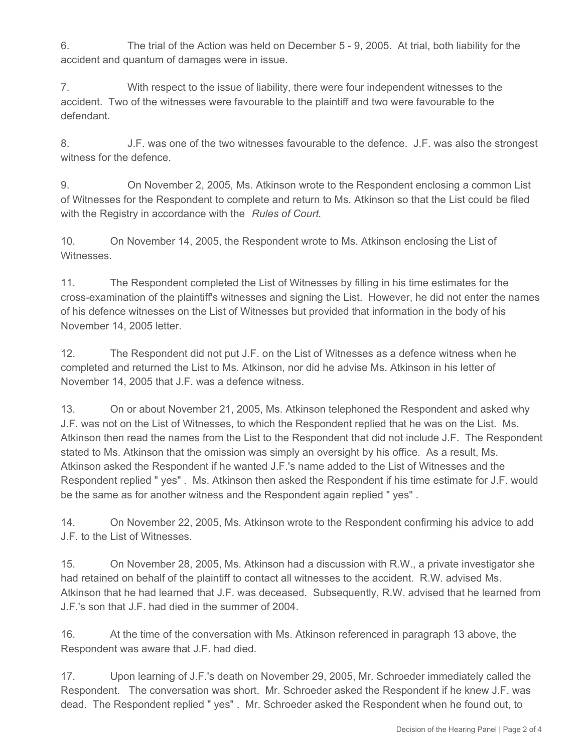6. The trial of the Action was held on December 5 - 9, 2005. At trial, both liability for the accident and quantum of damages were in issue.

7. With respect to the issue of liability, there were four independent witnesses to the accident. Two of the witnesses were favourable to the plaintiff and two were favourable to the defendant.

8. J.F. was one of the two witnesses favourable to the defence. J.F. was also the strongest witness for the defence.

9. On November 2, 2005, Ms. Atkinson wrote to the Respondent enclosing a common List of Witnesses for the Respondent to complete and return to Ms. Atkinson so that the List could be filed with the Registry in accordance with the *Rules of Court*.

10. On November 14, 2005, the Respondent wrote to Ms. Atkinson enclosing the List of Witnesses.

11. The Respondent completed the List of Witnesses by filling in his time estimates for the cross-examination of the plaintiff's witnesses and signing the List. However, he did not enter the names of his defence witnesses on the List of Witnesses but provided that information in the body of his November 14, 2005 letter.

12. The Respondent did not put J.F. on the List of Witnesses as a defence witness when he completed and returned the List to Ms. Atkinson, nor did he advise Ms. Atkinson in his letter of November 14, 2005 that J.F. was a defence witness.

13. On or about November 21, 2005, Ms. Atkinson telephoned the Respondent and asked why J.F. was not on the List of Witnesses, to which the Respondent replied that he was on the List. Ms. Atkinson then read the names from the List to the Respondent that did not include J.F. The Respondent stated to Ms. Atkinson that the omission was simply an oversight by his office. As a result, Ms. Atkinson asked the Respondent if he wanted J.F.'s name added to the List of Witnesses and the Respondent replied " yes" . Ms. Atkinson then asked the Respondent if his time estimate for J.F. would be the same as for another witness and the Respondent again replied " yes" .

14. On November 22, 2005, Ms. Atkinson wrote to the Respondent confirming his advice to add J.F. to the List of Witnesses.

15. On November 28, 2005, Ms. Atkinson had a discussion with R.W., a private investigator she had retained on behalf of the plaintiff to contact all witnesses to the accident. R.W. advised Ms. Atkinson that he had learned that J.F. was deceased. Subsequently, R.W. advised that he learned from J.F.'s son that J.F. had died in the summer of 2004.

16. At the time of the conversation with Ms. Atkinson referenced in paragraph 13 above, the Respondent was aware that J.F. had died.

17. Upon learning of J.F.'s death on November 29, 2005, Mr. Schroeder immediately called the Respondent. The conversation was short. Mr. Schroeder asked the Respondent if he knew J.F. was dead. The Respondent replied " yes" . Mr. Schroeder asked the Respondent when he found out, to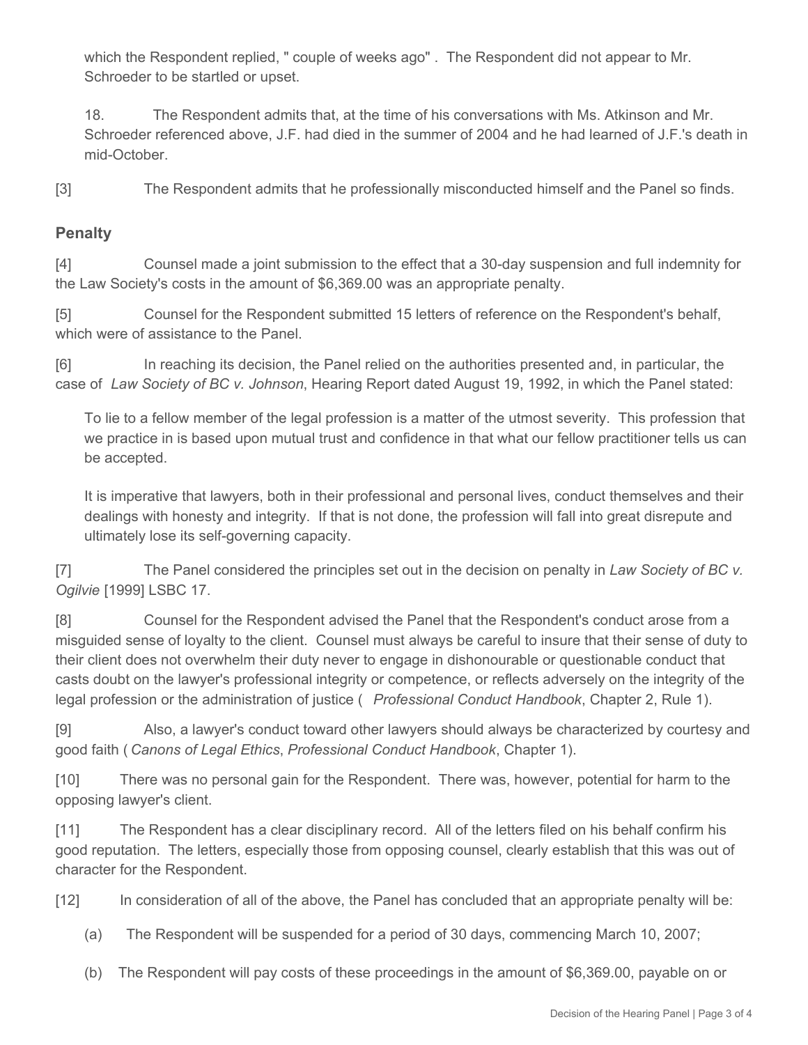which the Respondent replied, " couple of weeks ago" . The Respondent did not appear to Mr. Schroeder to be startled or upset.

> 18. The Respondent admits that, at the time of his conversations with Ms. Atkinson and Mr. Schroeder referenced above, J.F. had died in the summer of 2004 and he had learned of J.F.'s death in mid-October.

[3] The Respondent admits that he professionally misconducted himself and the Panel so finds.

## Penalty

[4] Counsel made a joint submission to the effect that a 30-day suspension and full indemnity for the Law Society's costs in the amount of $6,369.00 was an appropriate penalty.

[5] Counsel for the Respondent submitted 15 letters of reference on the Respondent's behalf, which were of assistance to the Panel.

[6] In reaching its decision, the Panel relied on the authorities presented and, in particular, the case of *Law Society of BC v. Johnson*, Hearing Report dated August 19, 1992, in which the Panel stated:

> To lie to a fellow member of the legal profession is a matter of the utmost severity. This profession that we practice in is based upon mutual trust and confidence in that what our fellow practitioner tells us can be accepted.
>
> It is imperative that lawyers, both in their professional and personal lives, conduct themselves and their dealings with honesty and integrity. If that is not done, the profession will fall into great disrepute and ultimately lose its self-governing capacity.

[7] The Panel considered the principles set out in the decision on penalty in *Law Society of BC v. Ogilvie* [1999] LSBC 17.

[8] Counsel for the Respondent advised the Panel that the Respondent's conduct arose from a misguided sense of loyalty to the client. Counsel must always be careful to insure that their sense of duty to their client does not overwhelm their duty never to engage in dishonourable or questionable conduct that casts doubt on the lawyer's professional integrity or competence, or reflects adversely on the integrity of the legal profession or the administration of justice ( *Professional Conduct Handbook*, Chapter 2, Rule 1).

[9] Also, a lawyer's conduct toward other lawyers should always be characterized by courtesy and good faith ( *Canons of Legal Ethics*, *Professional Conduct Handbook*, Chapter 1).

[10] There was no personal gain for the Respondent. There was, however, potential for harm to the opposing lawyer's client.

[11] The Respondent has a clear disciplinary record. All of the letters filed on his behalf confirm his good reputation. The letters, especially those from opposing counsel, clearly establish that this was out of character for the Respondent.

[12] In consideration of all of the above, the Panel has concluded that an appropriate penalty will be:

(a) The Respondent will be suspended for a period of 30 days, commencing March 10, 2007;

(b) The Respondent will pay costs of these proceedings in the amount of $6,369.00, payable on or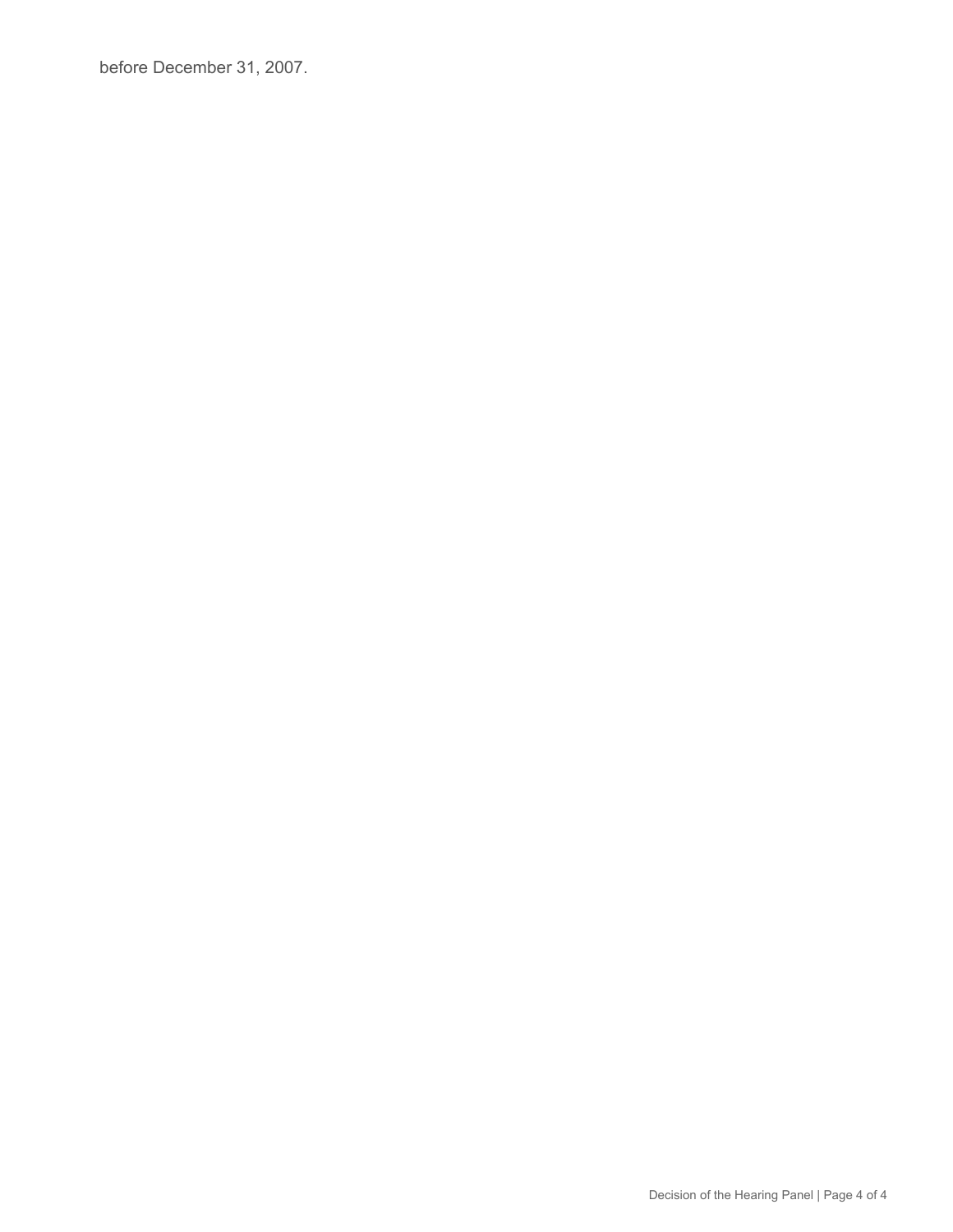before December 31, 2007.